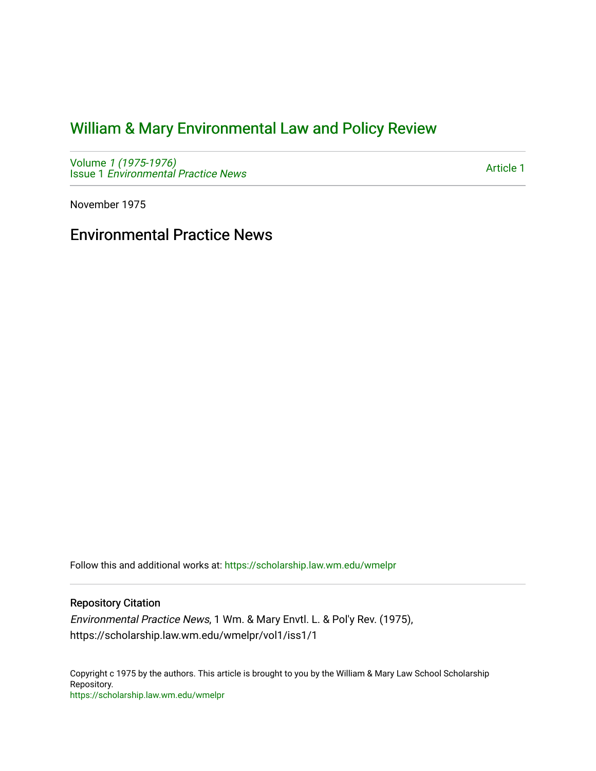# William & Mary Environmental Law and Policy Review

Volume *1 (1975-1976)*
Issue 1 *Environmental Practice News*

Article 1

November 1975

## Environmental Practice News

Follow this and additional works at: https://scholarship.law.wm.edu/wmelpr

### Repository Citation

*Environmental Practice News*, 1 Wm. & Mary Envtl. L. & Pol'y Rev. (1975), https://scholarship.law.wm.edu/wmelpr/vol1/iss1/1

Copyright c 1975 by the authors. This article is brought to you by the William & Mary Law School Scholarship Repository.
https://scholarship.law.wm.edu/wmelpr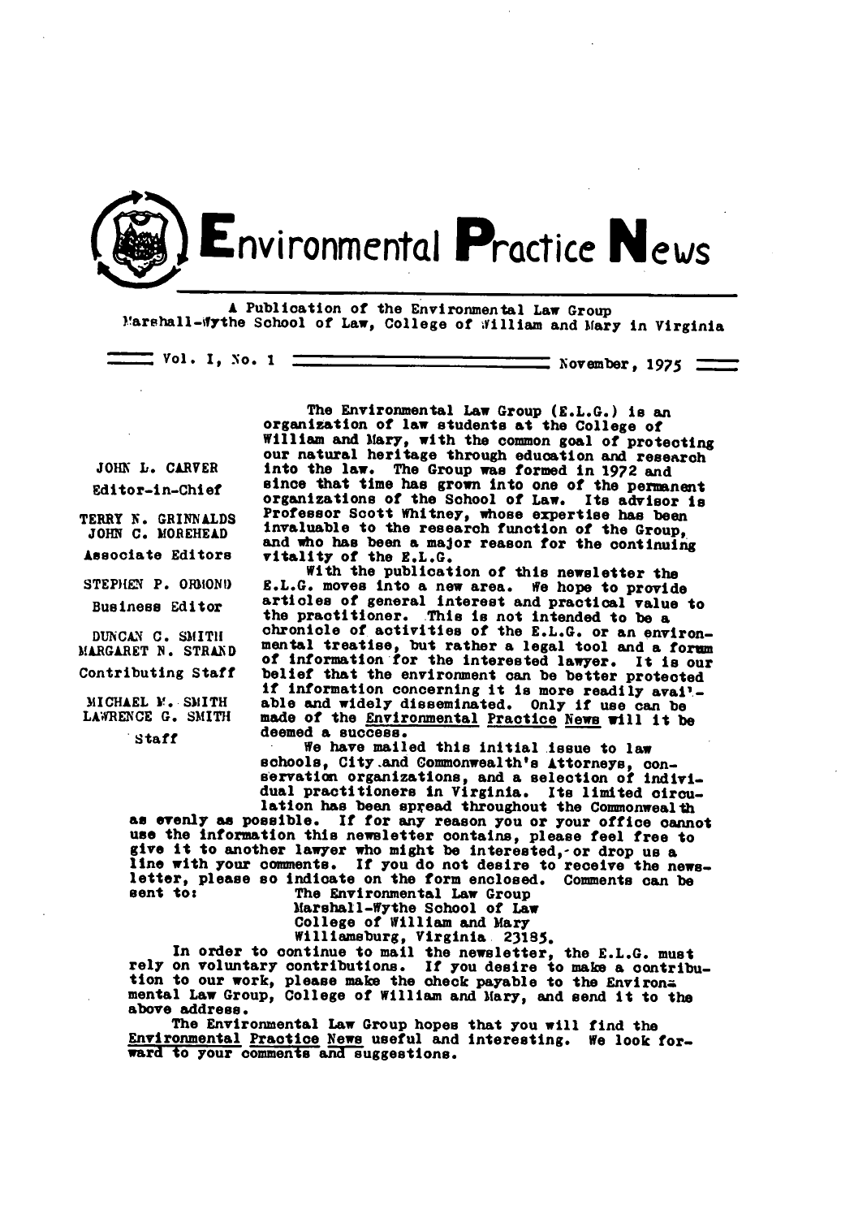# Environmental Practice News

A Publication of the Environmental Law Group
Marshall-Wythe School of Law, College of William and Mary in Virginia

Vol. I, No. 1 — November, 1975

JOHN L. CARVER
Editor-in-Chief

TERRY N. GRINNALDS
JOHN C. MOREHEAD
Associate Editors

STEPHEN P. ORMOND
Business Editor

DUNCAN C. SMITH
MARGARET N. STRAND
Contributing Staff

MICHAEL M. SMITH
LAWRENCE G. SMITH
Staff

The Environmental Law Group (E.L.G.) is an organization of law students at the College of William and Mary, with the common goal of protecting our natural heritage through education and research into the law. The Group was formed in 1972 and since that time has grown into one of the permanent organizations of the School of Law. Its advisor is Professor Scott Whitney, whose expertise has been invaluable to the research function of the Group, and who has been a major reason for the continuing vitality of the E.L.G.

With the publication of this newsletter the E.L.G. moves into a new area. We hope to provide articles of general interest and practical value to the practitioner. This is not intended to be a chronicle of activities of the E.L.G. or an environmental treatise, but rather a legal tool and a forum of information for the interested lawyer. It is our belief that the environment can be better protected if information concerning it is more readily available and widely disseminated. Only if use can be made of the Environmental Practice News will it be deemed a success.

We have mailed this initial issue to law schools, City and Commonwealth's Attorneys, conservation organizations, and a selection of individual practitioners in Virginia. Its limited circulation has been spread throughout the Commonwealth as evenly as possible. If for any reason you or your office cannot use the information this newsletter contains, please feel free to give it to another lawyer who might be interested, or drop us a line with your comments. If you do not desire to receive the newsletter, please so indicate on the form enclosed. Comments can be sent to:

The Environmental Law Group
Marshall-Wythe School of Law
College of William and Mary
Williamsburg, Virginia 23185.

In order to continue to mail the newsletter, the E.L.G. must rely on voluntary contributions. If you desire to make a contribution to our work, please make the check payable to the Environmental Law Group, College of William and Mary, and send it to the above address.

The Environmental Law Group hopes that you will find the Environmental Practice News useful and interesting. We look forward to your comments and suggestions.